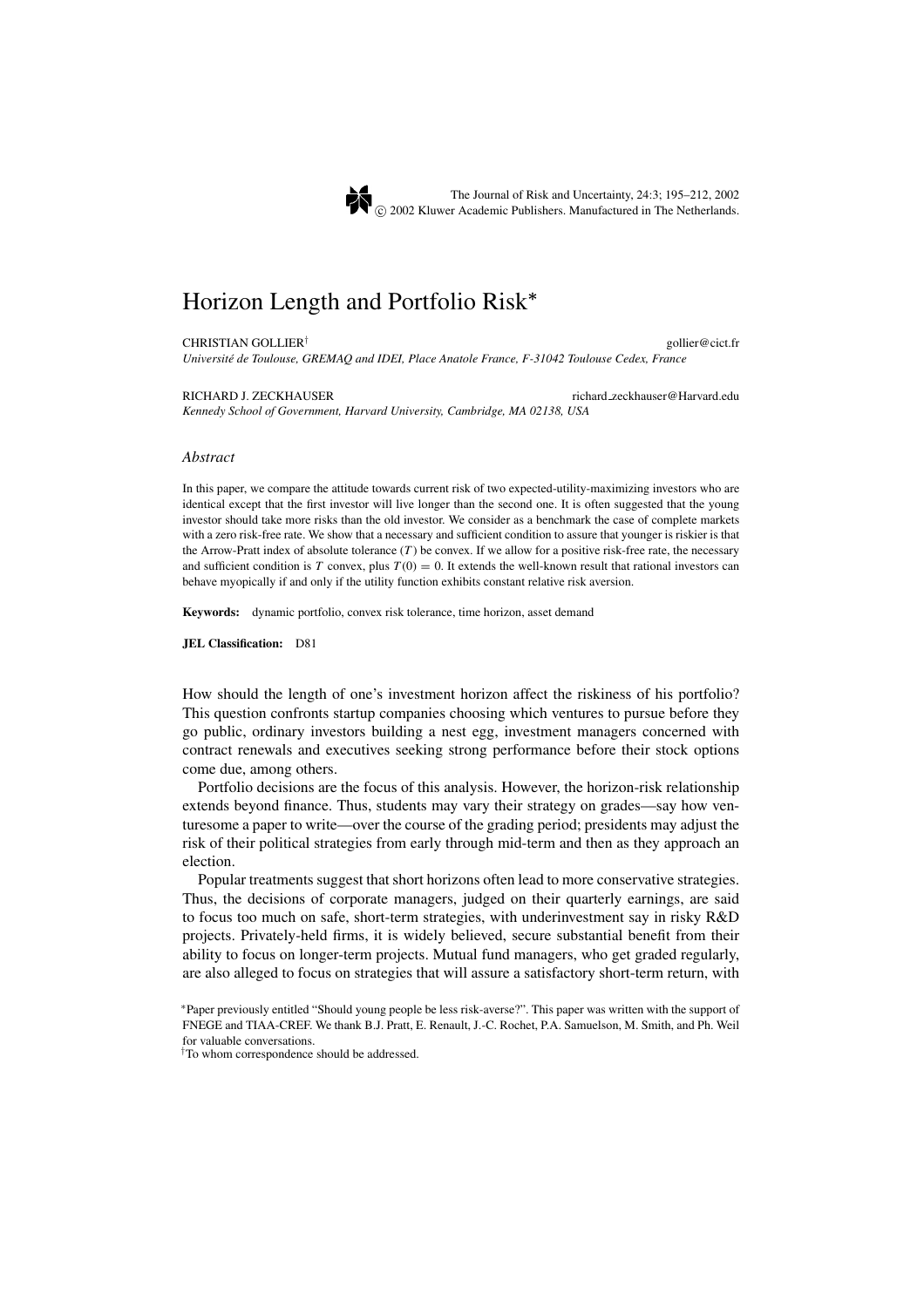# Horizon Length and Portfolio Risk*

CHRISTIAN GOLLIER[†] gollier@cict.fr

*Université de Toulouse, GREMAQ and IDEI, Place Anatole France, F-31042 Toulouse Cedex, France*

RICHARD J. ZECKHAUSER richard_zeckhauser@Harvard.edu

*Kennedy School of Government, Harvard University, Cambridge, MA 02138, USA*

## *Abstract*

In this paper, we compare the attitude towards current risk of two expected-utility-maximizing investors who are identical except that the first investor will live longer than the second one. It is often suggested that the young investor should take more risks than the old investor. We consider as a benchmark the case of complete markets with a zero risk-free rate. We show that a necessary and sufficient condition to assure that younger is riskier is that the Arrow-Pratt index of absolute tolerance ($T$) be convex. If we allow for a positive risk-free rate, the necessary and sufficient condition is $T$ convex, plus $T(0) = 0$. It extends the well-known result that rational investors can behave myopically if and only if the utility function exhibits constant relative risk aversion.

**Keywords:** dynamic portfolio, convex risk tolerance, time horizon, asset demand

**JEL Classification:** D81

How should the length of one's investment horizon affect the riskiness of his portfolio? This question confronts startup companies choosing which ventures to pursue before they go public, ordinary investors building a nest egg, investment managers concerned with contract renewals and executives seeking strong performance before their stock options come due, among others.

Portfolio decisions are the focus of this analysis. However, the horizon-risk relationship extends beyond finance. Thus, students may vary their strategy on grades—say how venturesome a paper to write—over the course of the grading period; presidents may adjust the risk of their political strategies from early through mid-term and then as they approach an election.

Popular treatments suggest that short horizons often lead to more conservative strategies. Thus, the decisions of corporate managers, judged on their quarterly earnings, are said to focus too much on safe, short-term strategies, with underinvestment say in risky R&D projects. Privately-held firms, it is widely believed, secure substantial benefit from their ability to focus on longer-term projects. Mutual fund managers, who get graded regularly, are also alleged to focus on strategies that will assure a satisfactory short-term return, with

*Paper previously entitled "Should young people be less risk-averse?". This paper was written with the support of FNEGE and TIAA-CREF. We thank B.J. Pratt, E. Renault, J.-C. Rochet, P.A. Samuelson, M. Smith, and Ph. Weil for valuable conversations.

[†]To whom correspondence should be addressed.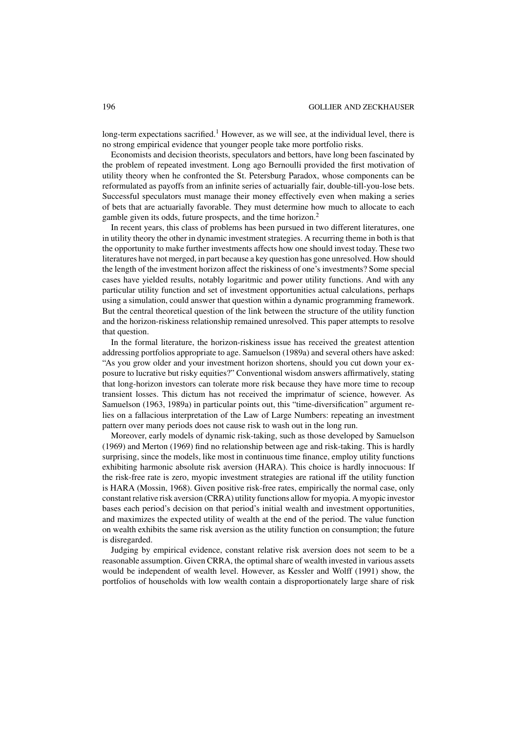long-term expectations sacrificed.[1] However, as we will see, at the individual level, there is no strong empirical evidence that younger people take more portfolio risks.

Economists and decision theorists, speculators and bettors, have long been fascinated by the problem of repeated investment. Long ago Bernoulli provided the first motivation of utility theory when he confronted the St. Petersburg Paradox, whose components can be reformulated as payoffs from an infinite series of actuarially fair, double-till-you-lose bets. Successful speculators must manage their money effectively even when making a series of bets that are actuarially favorable. They must determine how much to allocate to each gamble given its odds, future prospects, and the time horizon.[2]

In recent years, this class of problems has been pursued in two different literatures, one in utility theory the other in dynamic investment strategies. A recurring theme in both is that the opportunity to make further investments affects how one should invest today. These two literatures have not merged, in part because a key question has gone unresolved. How should the length of the investment horizon affect the riskiness of one's investments? Some special cases have yielded results, notably logaritmic and power utility functions. And with any particular utility function and set of investment opportunities actual calculations, perhaps using a simulation, could answer that question within a dynamic programming framework. But the central theoretical question of the link between the structure of the utility function and the horizon-riskiness relationship remained unresolved. This paper attempts to resolve that question.

In the formal literature, the horizon-riskiness issue has received the greatest attention addressing portfolios appropriate to age. Samuelson (1989a) and several others have asked: "As you grow older and your investment horizon shortens, should you cut down your exposure to lucrative but risky equities?" Conventional wisdom answers affirmatively, stating that long-horizon investors can tolerate more risk because they have more time to recoup transient losses. This dictum has not received the imprimatur of science, however. As Samuelson (1963, 1989a) in particular points out, this "time-diversification" argument relies on a fallacious interpretation of the Law of Large Numbers: repeating an investment pattern over many periods does not cause risk to wash out in the long run.

Moreover, early models of dynamic risk-taking, such as those developed by Samuelson (1969) and Merton (1969) find no relationship between age and risk-taking. This is hardly surprising, since the models, like most in continuous time finance, employ utility functions exhibiting harmonic absolute risk aversion (HARA). This choice is hardly innocuous: If the risk-free rate is zero, myopic investment strategies are rational iff the utility function is HARA (Mossin, 1968). Given positive risk-free rates, empirically the normal case, only constant relative risk aversion (CRRA) utility functions allow for myopia. A myopic investor bases each period's decision on that period's initial wealth and investment opportunities, and maximizes the expected utility of wealth at the end of the period. The value function on wealth exhibits the same risk aversion as the utility function on consumption; the future is disregarded.

Judging by empirical evidence, constant relative risk aversion does not seem to be a reasonable assumption. Given CRRA, the optimal share of wealth invested in various assets would be independent of wealth level. However, as Kessler and Wolff (1991) show, the portfolios of households with low wealth contain a disproportionately large share of risk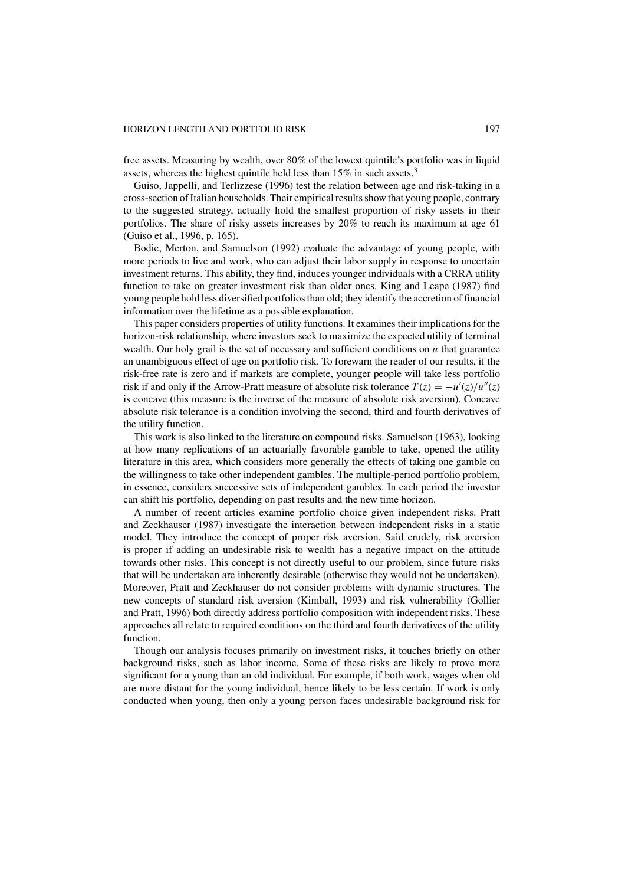free assets. Measuring by wealth, over 80% of the lowest quintile's portfolio was in liquid assets, whereas the highest quintile held less than 15% in such assets.[3]

Guiso, Jappelli, and Terlizzese (1996) test the relation between age and risk-taking in a cross-section of Italian households. Their empirical results show that young people, contrary to the suggested strategy, actually hold the smallest proportion of risky assets in their portfolios. The share of risky assets increases by 20% to reach its maximum at age 61 (Guiso et al., 1996, p. 165).

Bodie, Merton, and Samuelson (1992) evaluate the advantage of young people, with more periods to live and work, who can adjust their labor supply in response to uncertain investment returns. This ability, they find, induces younger individuals with a CRRA utility function to take on greater investment risk than older ones. King and Leape (1987) find young people hold less diversified portfolios than old; they identify the accretion of financial information over the lifetime as a possible explanation.

This paper considers properties of utility functions. It examines their implications for the horizon-risk relationship, where investors seek to maximize the expected utility of terminal wealth. Our holy grail is the set of necessary and sufficient conditions on $u$ that guarantee an unambiguous effect of age on portfolio risk. To forewarn the reader of our results, if the risk-free rate is zero and if markets are complete, younger people will take less portfolio risk if and only if the Arrow-Pratt measure of absolute risk tolerance $T(z) = -u'(z)/u''(z)$ is concave (this measure is the inverse of the measure of absolute risk aversion). Concave absolute risk tolerance is a condition involving the second, third and fourth derivatives of the utility function.

This work is also linked to the literature on compound risks. Samuelson (1963), looking at how many replications of an actuarially favorable gamble to take, opened the utility literature in this area, which considers more generally the effects of taking one gamble on the willingness to take other independent gambles. The multiple-period portfolio problem, in essence, considers successive sets of independent gambles. In each period the investor can shift his portfolio, depending on past results and the new time horizon.

A number of recent articles examine portfolio choice given independent risks. Pratt and Zeckhauser (1987) investigate the interaction between independent risks in a static model. They introduce the concept of proper risk aversion. Said crudely, risk aversion is proper if adding an undesirable risk to wealth has a negative impact on the attitude towards other risks. This concept is not directly useful to our problem, since future risks that will be undertaken are inherently desirable (otherwise they would not be undertaken). Moreover, Pratt and Zeckhauser do not consider problems with dynamic structures. The new concepts of standard risk aversion (Kimball, 1993) and risk vulnerability (Gollier and Pratt, 1996) both directly address portfolio composition with independent risks. These approaches all relate to required conditions on the third and fourth derivatives of the utility function.

Though our analysis focuses primarily on investment risks, it touches briefly on other background risks, such as labor income. Some of these risks are likely to prove more significant for a young than an old individual. For example, if both work, wages when old are more distant for the young individual, hence likely to be less certain. If work is only conducted when young, then only a young person faces undesirable background risk for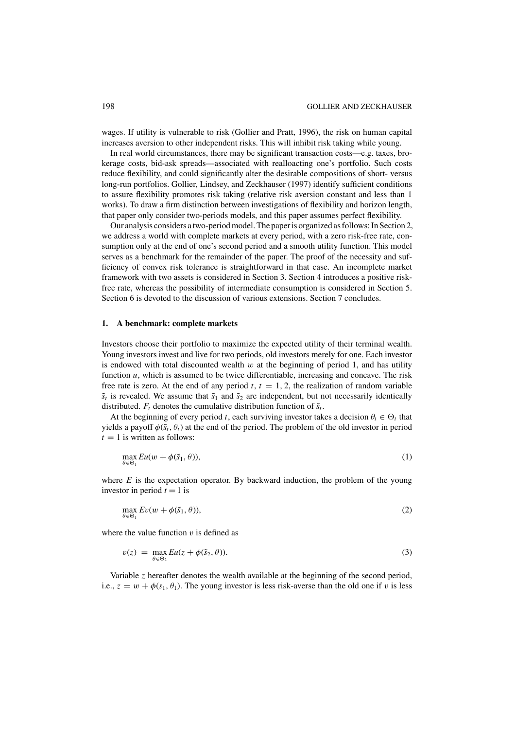wages. If utility is vulnerable to risk (Gollier and Pratt, 1996), the risk on human capital increases aversion to other independent risks. This will inhibit risk taking while young.

In real world circumstances, there may be significant transaction costs—e.g. taxes, brokerage costs, bid-ask spreads—associated with realloacting one's portfolio. Such costs reduce flexibility, and could significantly alter the desirable compositions of short- versus long-run portfolios. Gollier, Lindsey, and Zeckhauser (1997) identify sufficient conditions to assure flexibility promotes risk taking (relative risk aversion constant and less than 1 works). To draw a firm distinction between investigations of flexibility and horizon length, that paper only consider two-periods models, and this paper assumes perfect flexibility.

Our analysis considers a two-period model. The paper is organized as follows: In Section 2, we address a world with complete markets at every period, with a zero risk-free rate, consumption only at the end of one's second period and a smooth utility function. This model serves as a benchmark for the remainder of the paper. The proof of the necessity and sufficiency of convex risk tolerance is straightforward in that case. An incomplete market framework with two assets is considered in Section 3. Section 4 introduces a positive risk-free rate, whereas the possibility of intermediate consumption is considered in Section 5. Section 6 is devoted to the discussion of various extensions. Section 7 concludes.

## 1. A benchmark: complete markets

Investors choose their portfolio to maximize the expected utility of their terminal wealth. Young investors invest and live for two periods, old investors merely for one. Each investor is endowed with total discounted wealth $w$ at the beginning of period 1, and has utility function $u$, which is assumed to be twice differentiable, increasing and concave. The risk free rate is zero. At the end of any period $t$, $t = 1, 2$, the realization of random variable $\tilde{s}_t$ is revealed. We assume that $\tilde{s}_1$ and $\tilde{s}_2$ are independent, but not necessarily identically distributed. $F_t$ denotes the cumulative distribution function of $\tilde{s}_t$.

At the beginning of every period $t$, each surviving investor takes a decision $\theta_t \in \Theta_t$ that yields a payoff $\phi(\tilde{s}_t, \theta_t)$ at the end of the period. The problem of the old investor in period $t = 1$ is written as follows:

$$\max_{\theta \in \Theta_1} Eu(w + \phi(\tilde{s}_1, \theta)), \tag{1}$$

where $E$ is the expectation operator. By backward induction, the problem of the young investor in period $t = 1$ is

$$\max_{\theta \in \Theta_1} Ev(w + \phi(\tilde{s}_1, \theta)), \tag{2}$$

where the value function $v$ is defined as

$$v(z) = \max_{\theta \in \Theta_2} Eu(z + \phi(\tilde{s}_2, \theta)). \tag{3}$$

Variable $z$ hereafter denotes the wealth available at the beginning of the second period, i.e., $z = w + \phi(s_1, \theta_1)$. The young investor is less risk-averse than the old one if $v$ is less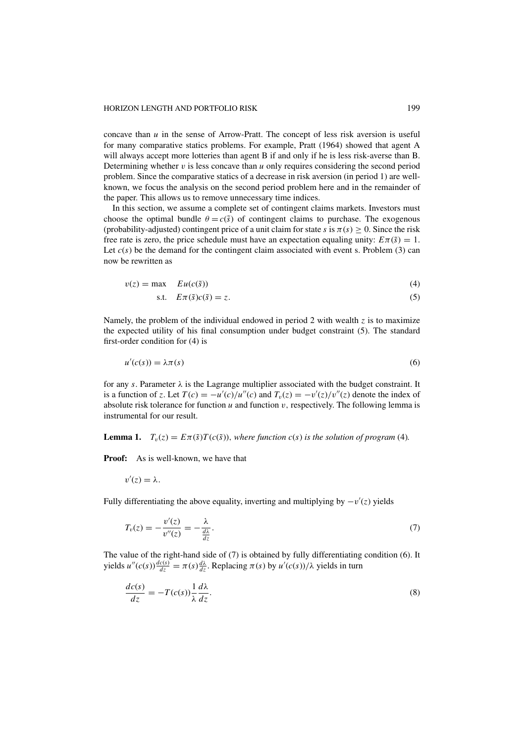concave than $u$ in the sense of Arrow-Pratt. The concept of less risk aversion is useful for many comparative statics problems. For example, Pratt (1964) showed that agent A will always accept more lotteries than agent B if and only if he is less risk-averse than B. Determining whether $v$ is less concave than $u$ only requires considering the second period problem. Since the comparative statics of a decrease in risk aversion (in period 1) are well-known, we focus the analysis on the second period problem here and in the remainder of the paper. This allows us to remove unnecessary time indices.

In this section, we assume a complete set of contingent claims markets. Investors must choose the optimal bundle $\theta = c(\tilde{s})$ of contingent claims to purchase. The exogenous (probability-adjusted) contingent price of a unit claim for state $s$ is $\pi(s) \geq 0$. Since the risk free rate is zero, the price schedule must have an expectation equaling unity: $E\pi(\tilde{s}) = 1$. Let $c(s)$ be the demand for the contingent claim associated with event s. Problem (3) can now be rewritten as

$$v(z) = \max \quad Eu(c(\tilde{s})) \tag{4}$$

$$\text{s.t.} \quad E\pi(\tilde{s})c(\tilde{s}) = z. \tag{5}$$

Namely, the problem of the individual endowed in period 2 with wealth $z$ is to maximize the expected utility of his final consumption under budget constraint (5). The standard first-order condition for (4) is

$$u'(c(s)) = \lambda\pi(s) \tag{6}$$

for any $s$. Parameter $\lambda$ is the Lagrange multiplier associated with the budget constraint. It is a function of $z$. Let $T(c) = -u'(c)/u''(c)$ and $T_v(z) = -v'(z)/v''(z)$ denote the index of absolute risk tolerance for function $u$ and function $v$, respectively. The following lemma is instrumental for our result.

**Lemma 1.** *$T_v(z) = E\pi(\tilde{s})T(c(\tilde{s}))$, where function $c(s)$ is the solution of program* (4)*.*

**Proof:** As is well-known, we have that

$$v'(z) = \lambda.$$

Fully differentiating the above equality, inverting and multiplying by $-v'(z)$ yields

$$T_v(z) = -\frac{v'(z)}{v''(z)} = -\frac{\lambda}{\frac{d\lambda}{dz}}. \tag{7}$$

The value of the right-hand side of (7) is obtained by fully differentiating condition (6). It yields $u''(c(s))\frac{dc(s)}{dz} = \pi(s)\frac{d\lambda}{dz}$. Replacing $\pi(s)$ by $u'(c(s))/\lambda$ yields in turn

$$\frac{dc(s)}{dz} = -T(c(s))\frac{1}{\lambda}\frac{d\lambda}{dz}. \tag{8}$$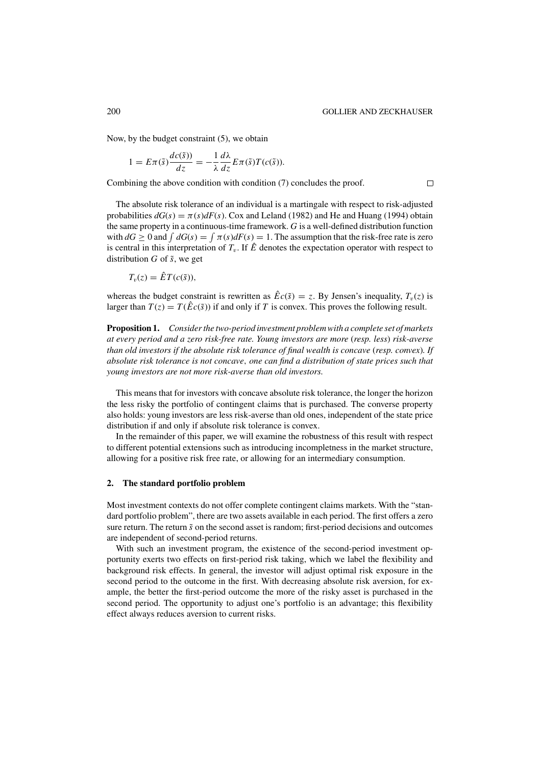Now, by the budget constraint (5), we obtain

$$1 = E\pi(\tilde{s})\frac{dc(\tilde{s}))}{dz} = -\frac{1}{\lambda}\frac{d\lambda}{dz}E\pi(\tilde{s})T(c(\tilde{s})).$$

Combining the above condition with condition (7) concludes the proof. □

The absolute risk tolerance of an individual is a martingale with respect to risk-adjusted probabilities $dG(s) = \pi(s)dF(s)$. Cox and Leland (1982) and He and Huang (1994) obtain the same property in a continuous-time framework. $G$ is a well-defined distribution function with $dG \geq 0$ and $\int dG(s) = \int \pi(s)dF(s) = 1$. The assumption that the risk-free rate is zero is central in this interpretation of $T_v$. If $\hat{E}$ denotes the expectation operator with respect to distribution $G$ of $\tilde{s}$, we get

$$T_v(z) = \hat{E}T(c(\tilde{s})),$$

whereas the budget constraint is rewritten as $\hat{E}c(\tilde{s}) = z$. By Jensen's inequality, $T_v(z)$ is larger than $T(z) = T(\hat{E}c(\tilde{s}))$ if and only if $T$ is convex. This proves the following result.

**Proposition 1.** *Consider the two-period investment problem with a complete set of markets at every period and a zero risk-free rate. Young investors are more* (*resp. less*) *risk-averse than old investors if the absolute risk tolerance of final wealth is concave* (*resp. convex*)*. If absolute risk tolerance is not concave, one can find a distribution of state prices such that young investors are not more risk-averse than old investors.*

This means that for investors with concave absolute risk tolerance, the longer the horizon the less risky the portfolio of contingent claims that is purchased. The converse property also holds: young investors are less risk-averse than old ones, independent of the state price distribution if and only if absolute risk tolerance is convex.

In the remainder of this paper, we will examine the robustness of this result with respect to different potential extensions such as introducing incompletness in the market structure, allowing for a positive risk free rate, or allowing for an intermediary consumption.

## 2. The standard portfolio problem

Most investment contexts do not offer complete contingent claims markets. With the "standard portfolio problem", there are two assets available in each period. The first offers a zero sure return. The return $\tilde{s}$ on the second asset is random; first-period decisions and outcomes are independent of second-period returns.

With such an investment program, the existence of the second-period investment opportunity exerts two effects on first-period risk taking, which we label the flexibility and background risk effects. In general, the investor will adjust optimal risk exposure in the second period to the outcome in the first. With decreasing absolute risk aversion, for example, the better the first-period outcome the more of the risky asset is purchased in the second period. The opportunity to adjust one's portfolio is an advantage; this flexibility effect always reduces aversion to current risks.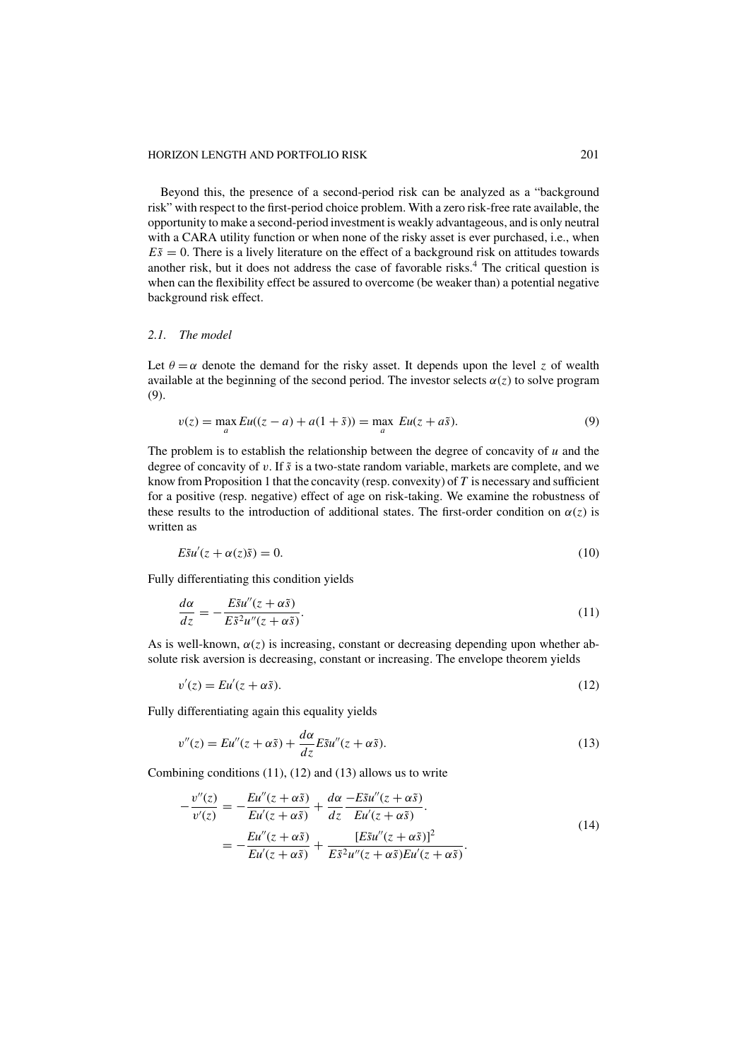Beyond this, the presence of a second-period risk can be analyzed as a "background risk" with respect to the first-period choice problem. With a zero risk-free rate available, the opportunity to make a second-period investment is weakly advantageous, and is only neutral with a CARA utility function or when none of the risky asset is ever purchased, i.e., when $E\tilde{s} = 0$. There is a lively literature on the effect of a background risk on attitudes towards another risk, but it does not address the case of favorable risks.[4] The critical question is when can the flexibility effect be assured to overcome (be weaker than) a potential negative background risk effect.

### 2.1. The model

Let $\theta = \alpha$ denote the demand for the risky asset. It depends upon the level $z$ of wealth available at the beginning of the second period. The investor selects $\alpha(z)$ to solve program (9).

$$v(z) = \max_a Eu((z-a) + a(1+\tilde{s})) = \max_a \, Eu(z + a\tilde{s}). \tag{9}$$

The problem is to establish the relationship between the degree of concavity of $u$ and the degree of concavity of $v$. If $\tilde{s}$ is a two-state random variable, markets are complete, and we know from Proposition 1 that the concavity (resp. convexity) of $T$ is necessary and sufficient for a positive (resp. negative) effect of age on risk-taking. We examine the robustness of these results to the introduction of additional states. The first-order condition on $\alpha(z)$ is written as

$$E\tilde{s}u'(z + \alpha(z)\tilde{s}) = 0. \tag{10}$$

Fully differentiating this condition yields

$$\frac{d\alpha}{dz} = -\frac{E\tilde{s}u''(z + \alpha\tilde{s})}{E\tilde{s}^2 u''(z + \alpha\tilde{s})}. \tag{11}$$

As is well-known, $\alpha(z)$ is increasing, constant or decreasing depending upon whether absolute risk aversion is decreasing, constant or increasing. The envelope theorem yields

$$v'(z) = Eu'(z + \alpha\tilde{s}). \tag{12}$$

Fully differentiating again this equality yields

$$v''(z) = Eu''(z + \alpha\tilde{s}) + \frac{d\alpha}{dz} E\tilde{s}u''(z + \alpha\tilde{s}). \tag{13}$$

Combining conditions (11), (12) and (13) allows us to write

$$\begin{aligned} -\frac{v''(z)}{v'(z)} &= -\frac{Eu''(z + \alpha\tilde{s})}{Eu'(z + \alpha\tilde{s})} + \frac{d\alpha}{dz} \frac{-E\tilde{s}u''(z + \alpha\tilde{s})}{Eu'(z + \alpha\tilde{s})}. \\ &= -\frac{Eu''(z + \alpha\tilde{s})}{Eu'(z + \alpha\tilde{s})} + \frac{[E\tilde{s}u''(z + \alpha\tilde{s})]^2}{E\tilde{s}^2 u''(z + \alpha\tilde{s}) Eu'(z + \alpha\tilde{s})}. \end{aligned} \tag{14}$$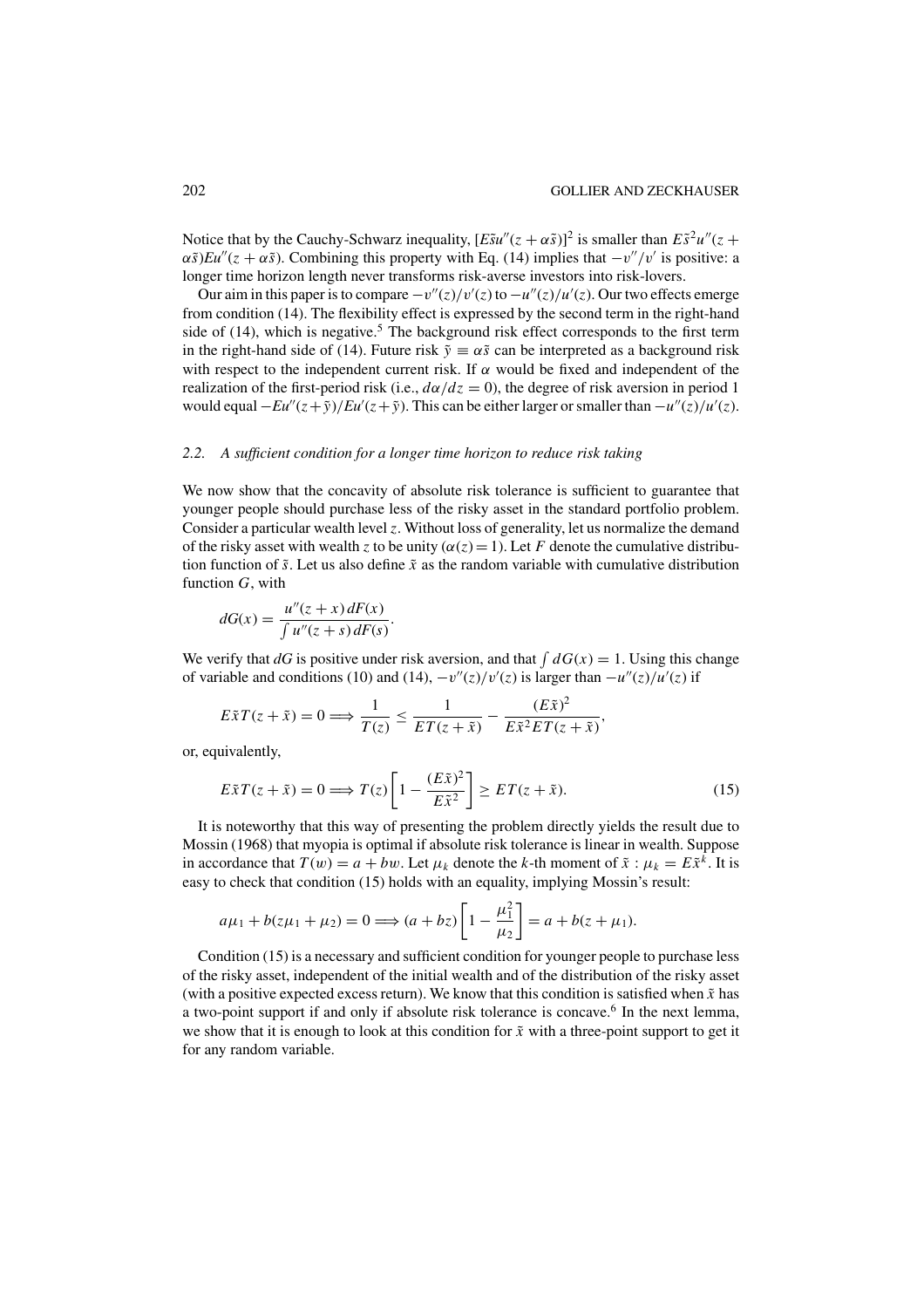Notice that by the Cauchy-Schwarz inequality, $[E\tilde{s}u''(z+\alpha\tilde{s})]^2$ is smaller than $E\tilde{s}^2u''(z+\alpha\tilde{s})Eu''(z+\alpha\tilde{s})$. Combining this property with Eq. (14) implies that $-v''/v'$ is positive: a longer time horizon length never transforms risk-averse investors into risk-lovers.

Our aim in this paper is to compare $-v''(z)/v'(z)$ to $-u''(z)/u'(z)$. Our two effects emerge from condition (14). The flexibility effect is expressed by the second term in the right-hand side of (14), which is negative.[5] The background risk effect corresponds to the first term in the right-hand side of (14). Future risk $\tilde{y} \equiv \alpha\tilde{s}$ can be interpreted as a background risk with respect to the independent current risk. If $\alpha$ would be fixed and independent of the realization of the first-period risk (i.e., $d\alpha/dz = 0$), the degree of risk aversion in period 1 would equal $-Eu''(z+\tilde{y})/Eu'(z+\tilde{y})$. This can be either larger or smaller than $-u''(z)/u'(z)$.

### 2.2. *A sufficient condition for a longer time horizon to reduce risk taking*

We now show that the concavity of absolute risk tolerance is sufficient to guarantee that younger people should purchase less of the risky asset in the standard portfolio problem. Consider a particular wealth level $z$. Without loss of generality, let us normalize the demand of the risky asset with wealth $z$ to be unity ($\alpha(z) = 1$). Let $F$ denote the cumulative distribution function of $\tilde{s}$. Let us also define $\tilde{x}$ as the random variable with cumulative distribution function $G$, with

$$dG(x) = \frac{u''(z+x)\,dF(x)}{\int u''(z+s)\,dF(s)}.$$

We verify that $dG$ is positive under risk aversion, and that $\int dG(x) = 1$. Using this change of variable and conditions (10) and (14), $-v''(z)/v'(z)$ is larger than $-u''(z)/u'(z)$ if

$$E\tilde{x}T(z+\tilde{x}) = 0 \Longrightarrow \frac{1}{T(z)} \leq \frac{1}{ET(z+\tilde{x})} - \frac{(E\tilde{x})^2}{E\tilde{x}^2 ET(z+\tilde{x})},$$

or, equivalently,

$$E\tilde{x}T(z+\tilde{x}) = 0 \Longrightarrow T(z)\left[1 - \frac{(E\tilde{x})^2}{E\tilde{x}^2}\right] \geq ET(z+\tilde{x}). \tag{15}$$

It is noteworthy that this way of presenting the problem directly yields the result due to Mossin (1968) that myopia is optimal if absolute risk tolerance is linear in wealth. Suppose in accordance that $T(w) = a + bw$. Let $\mu_k$ denote the $k$-th moment of $\tilde{x}$ : $\mu_k = E\tilde{x}^k$. It is easy to check that condition (15) holds with an equality, implying Mossin's result:

$$a\mu_1 + b(z\mu_1 + \mu_2) = 0 \Longrightarrow (a+bz)\left[1 - \frac{\mu_1^2}{\mu_2}\right] = a + b(z + \mu_1).$$

Condition (15) is a necessary and sufficient condition for younger people to purchase less of the risky asset, independent of the initial wealth and of the distribution of the risky asset (with a positive expected excess return). We know that this condition is satisfied when $\tilde{x}$ has a two-point support if and only if absolute risk tolerance is concave.[6] In the next lemma, we show that it is enough to look at this condition for $\tilde{x}$ with a three-point support to get it for any random variable.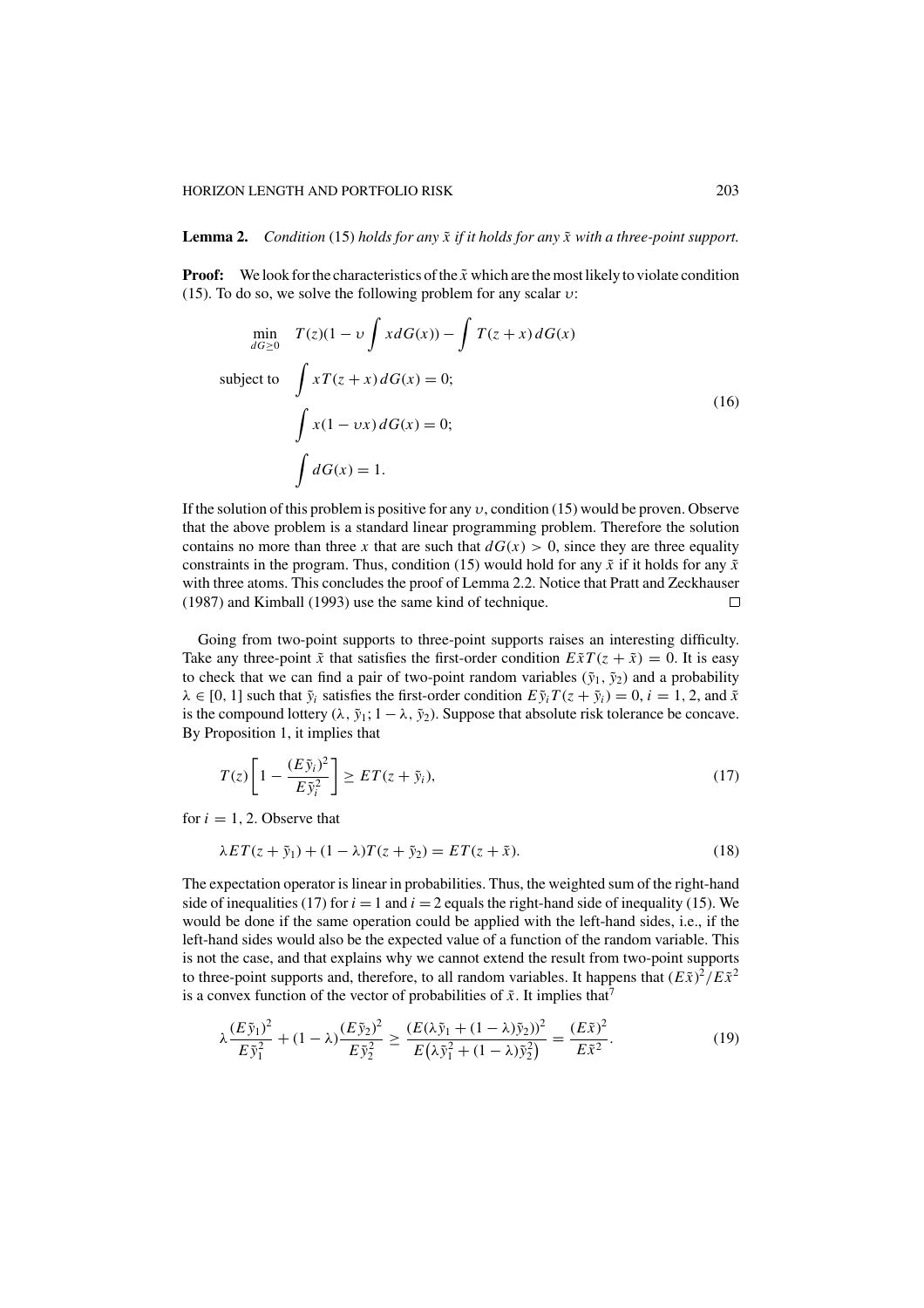**Lemma 2.** *Condition* (15) *holds for any* $\tilde{x}$ *if it holds for any* $\tilde{x}$ *with a three-point support.*

**Proof:** We look for the characteristics of the $\tilde{x}$ which are the most likely to violate condition (15). To do so, we solve the following problem for any scalar $\upsilon$:

$$
\begin{aligned}
\min_{dG \geq 0} \quad & T(z)\left(1 - \upsilon \int x\, dG(x)\right) - \int T(z+x)\, dG(x) \\
\text{subject to} \quad & \int x T(z+x)\, dG(x) = 0; \\
& \int x(1 - \upsilon x)\, dG(x) = 0; \\
& \int dG(x) = 1.
\end{aligned}
\tag{16}
$$

If the solution of this problem is positive for any $\upsilon$, condition (15) would be proven. Observe that the above problem is a standard linear programming problem. Therefore the solution contains no more than three $x$ that are such that $dG(x) > 0$, since they are three equality constraints in the program. Thus, condition (15) would hold for any $\tilde{x}$ if it holds for any $\tilde{x}$ with three atoms. This concludes the proof of Lemma 2.2. Notice that Pratt and Zeckhauser (1987) and Kimball (1993) use the same kind of technique. $\square$

Going from two-point supports to three-point supports raises an interesting difficulty. Take any three-point $\tilde{x}$ that satisfies the first-order condition $E\tilde{x}T(z+\tilde{x}) = 0$. It is easy to check that we can find a pair of two-point random variables $(\tilde{y}_1, \tilde{y}_2)$ and a probability $\lambda \in [0, 1]$ such that $\tilde{y}_i$ satisfies the first-order condition $E\tilde{y}_i T(z + \tilde{y}_i) = 0$, $i = 1, 2$, and $\tilde{x}$ is the compound lottery $(\lambda, \tilde{y}_1; 1-\lambda, \tilde{y}_2)$. Suppose that absolute risk tolerance be concave. By Proposition 1, it implies that

$$
T(z)\left[1 - \frac{(E\tilde{y}_i)^2}{E\tilde{y}_i^2}\right] \geq ET(z + \tilde{y}_i),
\tag{17}
$$

for $i = 1, 2$. Observe that

$$
\lambda ET(z + \tilde{y}_1) + (1-\lambda)T(z + \tilde{y}_2) = ET(z + \tilde{x}).
\tag{18}
$$

The expectation operator is linear in probabilities. Thus, the weighted sum of the right-hand side of inequalities (17) for $i = 1$ and $i = 2$ equals the right-hand side of inequality (15). We would be done if the same operation could be applied with the left-hand sides, i.e., if the left-hand sides would also be the expected value of a function of the random variable. This is not the case, and that explains why we cannot extend the result from two-point supports to three-point supports and, therefore, to all random variables. It happens that $(E\tilde{x})^2/E\tilde{x}^2$ is a convex function of the vector of probabilities of $\tilde{x}$. It implies that[7]

$$
\lambda \frac{(E\tilde{y}_1)^2}{E\tilde{y}_1^2} + (1-\lambda)\frac{(E\tilde{y}_2)^2}{E\tilde{y}_2^2} \geq \frac{(E(\lambda\tilde{y}_1 + (1-\lambda)\tilde{y}_2))^2}{E\left(\lambda\tilde{y}_1^2 + (1-\lambda)\tilde{y}_2^2\right)} = \frac{(E\tilde{x})^2}{E\tilde{x}^2}.
\tag{19}
$$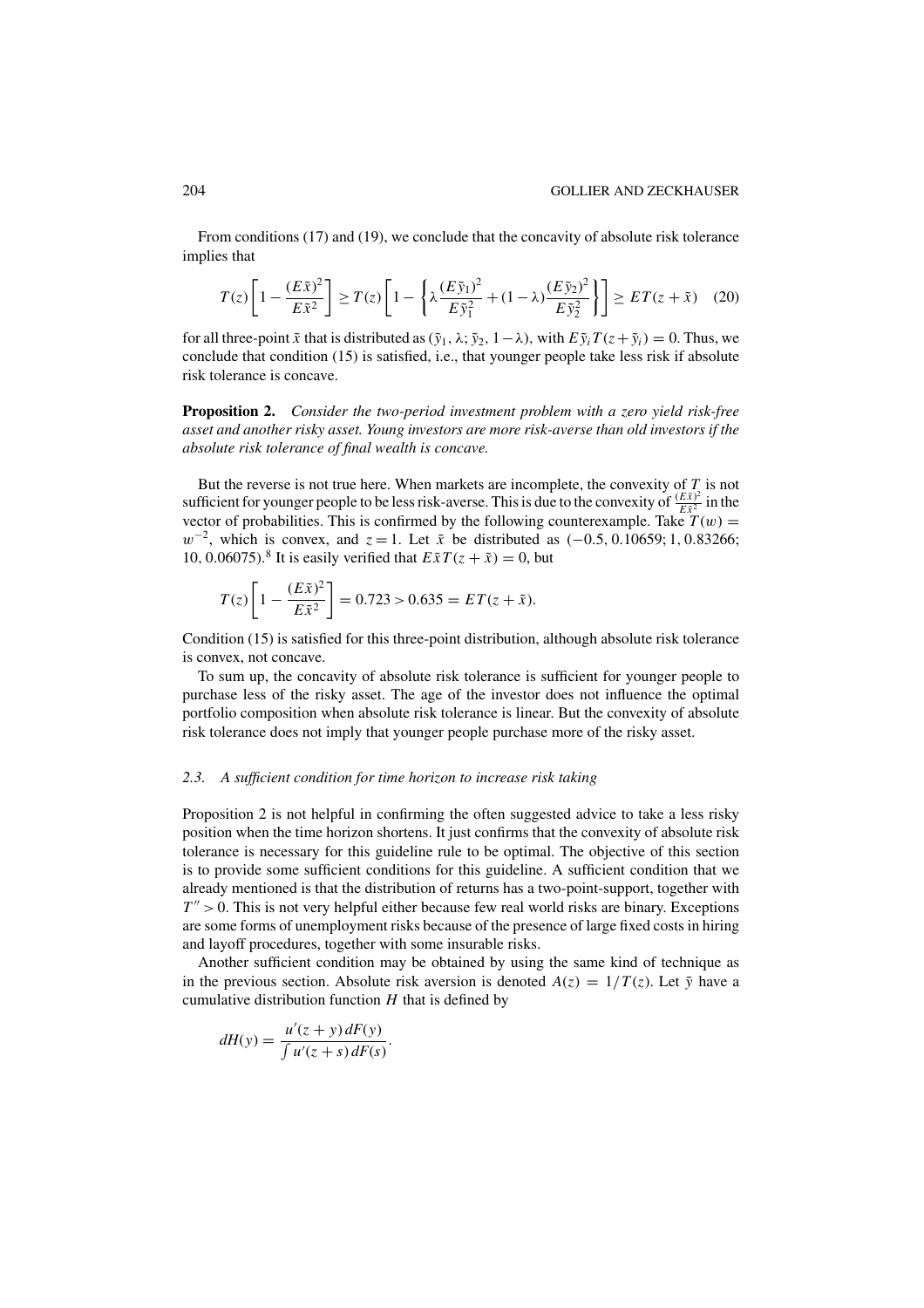From conditions (17) and (19), we conclude that the concavity of absolute risk tolerance implies that

$$T(z)\left[1-\frac{(E\tilde{x})^2}{E\tilde{x}^2}\right] \geq T(z)\left[1-\left\{\lambda\frac{(E\tilde{y}_1)^2}{E\tilde{y}_1^2}+(1-\lambda)\frac{(E\tilde{y}_2)^2}{E\tilde{y}_2^2}\right\}\right] \geq ET(z+\tilde{x}) \quad (20)$$

for all three-point $\tilde{x}$ that is distributed as $(\tilde{y}_1, \lambda; \tilde{y}_2, 1-\lambda)$, with $E\tilde{y}_i T(z+\tilde{y}_i) = 0$. Thus, we conclude that condition (15) is satisfied, i.e., that younger people take less risk if absolute risk tolerance is concave.

**Proposition 2.** *Consider the two-period investment problem with a zero yield risk-free asset and another risky asset. Young investors are more risk-averse than old investors if the absolute risk tolerance of final wealth is concave.*

But the reverse is not true here. When markets are incomplete, the convexity of $T$ is not sufficient for younger people to be less risk-averse. This is due to the convexity of $\frac{(E\tilde{x})^2}{E\tilde{x}^2}$ in the vector of probabilities. This is confirmed by the following counterexample. Take $T(w) = w^{-2}$, which is convex, and $z = 1$. Let $\tilde{x}$ be distributed as $(-0.5, 0.10659; 1, 0.83266; 10, 0.06075)$.[8] It is easily verified that $E\tilde{x}T(z+\tilde{x}) = 0$, but

$$T(z)\left[1-\frac{(E\tilde{x})^2}{E\tilde{x}^2}\right] = 0.723 > 0.635 = ET(z+\tilde{x}).$$

Condition (15) is satisfied for this three-point distribution, although absolute risk tolerance is convex, not concave.

To sum up, the concavity of absolute risk tolerance is sufficient for younger people to purchase less of the risky asset. The age of the investor does not influence the optimal portfolio composition when absolute risk tolerance is linear. But the convexity of absolute risk tolerance does not imply that younger people purchase more of the risky asset.

### 2.3. *A sufficient condition for time horizon to increase risk taking*

Proposition 2 is not helpful in confirming the often suggested advice to take a less risky position when the time horizon shortens. It just confirms that the convexity of absolute risk tolerance is necessary for this guideline rule to be optimal. The objective of this section is to provide some sufficient conditions for this guideline. A sufficient condition that we already mentioned is that the distribution of returns has a two-point-support, together with $T'' > 0$. This is not very helpful either because few real world risks are binary. Exceptions are some forms of unemployment risks because of the presence of large fixed costs in hiring and layoff procedures, together with some insurable risks.

Another sufficient condition may be obtained by using the same kind of technique as in the previous section. Absolute risk aversion is denoted $A(z) = 1/T(z)$. Let $\tilde{y}$ have a cumulative distribution function $H$ that is defined by

$$dH(y) = \frac{u'(z+y)\,dF(y)}{\int u'(z+s)\,dF(s)}.$$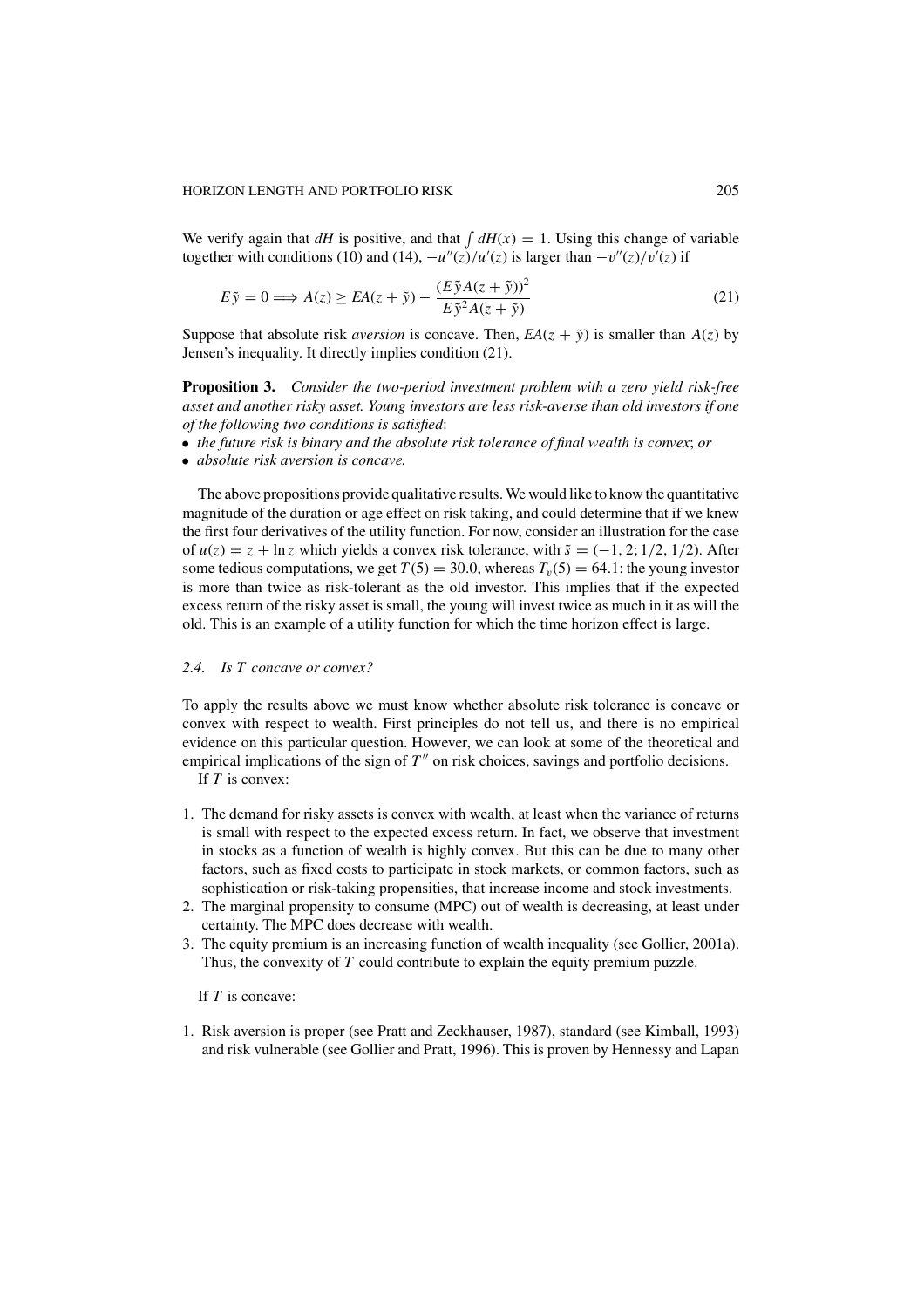We verify again that $dH$ is positive, and that $\int dH(x) = 1$. Using this change of variable together with conditions (10) and (14), $-u''(z)/u'(z)$ is larger than $-v''(z)/v'(z)$ if

$$E\tilde{y} = 0 \Longrightarrow A(z) \geq EA(z + \tilde{y}) - \frac{(E\tilde{y}A(z + \tilde{y}))^2}{E\tilde{y}^2 A(z + \tilde{y})} \tag{21}$$

Suppose that absolute risk *aversion* is concave. Then, $EA(z + \tilde{y})$ is smaller than $A(z)$ by Jensen's inequality. It directly implies condition (21).

**Proposition 3.** *Consider the two-period investment problem with a zero yield risk-free asset and another risky asset. Young investors are less risk-averse than old investors if one of the following two conditions is satisfied*:

- *the future risk is binary and the absolute risk tolerance of final wealth is convex*; *or*
- *absolute risk aversion is concave.*

The above propositions provide qualitative results. We would like to know the quantitative magnitude of the duration or age effect on risk taking, and could determine that if we knew the first four derivatives of the utility function. For now, consider an illustration for the case of $u(z) = z + \ln z$ which yields a convex risk tolerance, with $\tilde{s} = (-1, 2; 1/2, 1/2)$. After some tedious computations, we get $T(5) = 30.0$, whereas $T_v(5) = 64.1$: the young investor is more than twice as risk-tolerant as the old investor. This implies that if the expected excess return of the risky asset is small, the young will invest twice as much in it as will the old. This is an example of a utility function for which the time horizon effect is large.

### 2.4. Is $T$ concave or convex?

To apply the results above we must know whether absolute risk tolerance is concave or convex with respect to wealth. First principles do not tell us, and there is no empirical evidence on this particular question. However, we can look at some of the theoretical and empirical implications of the sign of $T''$ on risk choices, savings and portfolio decisions.

If $T$ is convex:

1. The demand for risky assets is convex with wealth, at least when the variance of returns is small with respect to the expected excess return. In fact, we observe that investment in stocks as a function of wealth is highly convex. But this can be due to many other factors, such as fixed costs to participate in stock markets, or common factors, such as sophistication or risk-taking propensities, that increase income and stock investments.
2. The marginal propensity to consume (MPC) out of wealth is decreasing, at least under certainty. The MPC does decrease with wealth.
3. The equity premium is an increasing function of wealth inequality (see Gollier, 2001a). Thus, the convexity of $T$ could contribute to explain the equity premium puzzle.

If $T$ is concave:

1. Risk aversion is proper (see Pratt and Zeckhauser, 1987), standard (see Kimball, 1993) and risk vulnerable (see Gollier and Pratt, 1996). This is proven by Hennessy and Lapan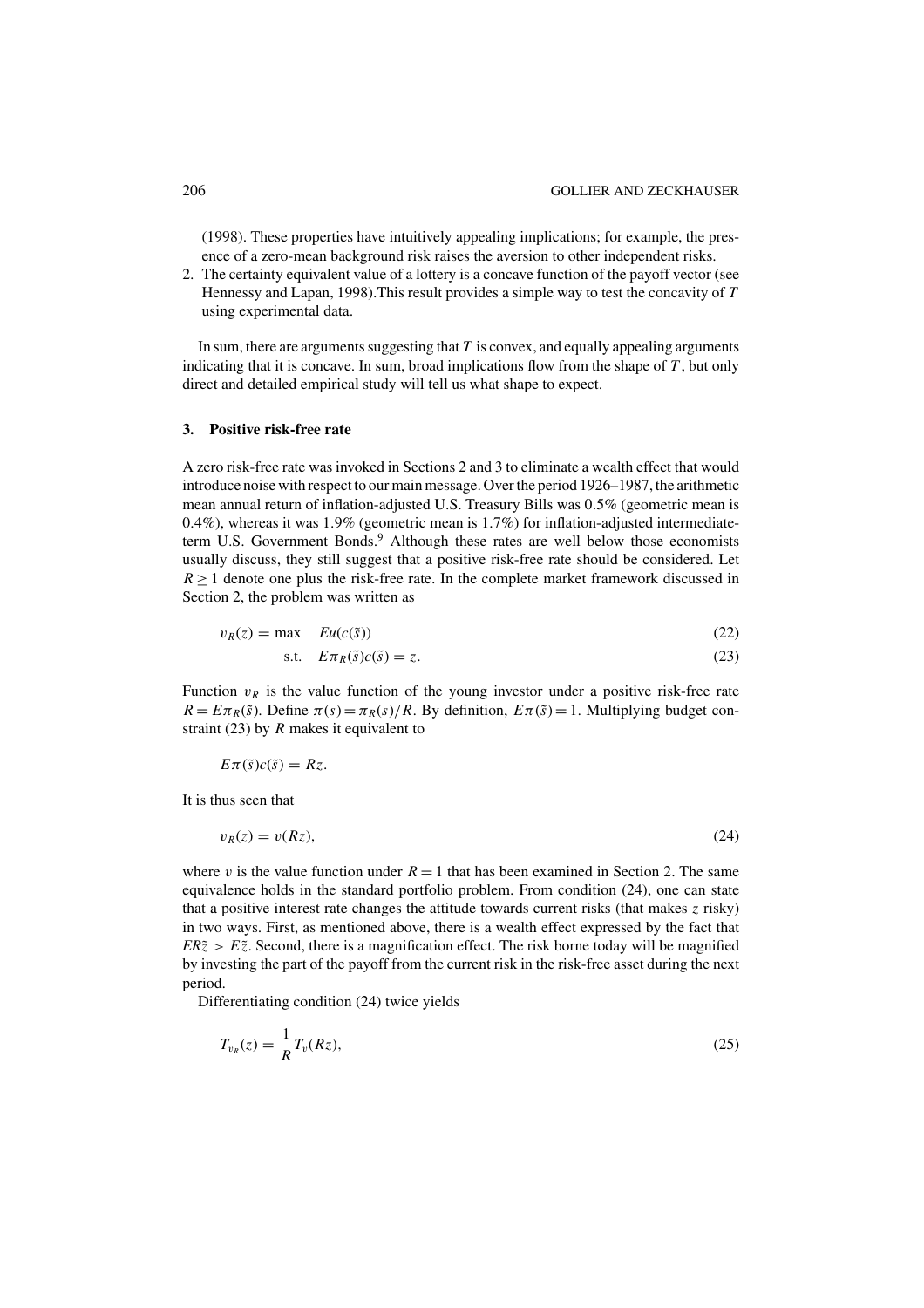(1998). These properties have intuitively appealing implications; for example, the presence of a zero-mean background risk raises the aversion to other independent risks.

2. The certainty equivalent value of a lottery is a concave function of the payoff vector (see Hennessy and Lapan, 1998).This result provides a simple way to test the concavity of $T$ using experimental data.

In sum, there are arguments suggesting that $T$ is convex, and equally appealing arguments indicating that it is concave. In sum, broad implications flow from the shape of $T$, but only direct and detailed empirical study will tell us what shape to expect.

## 3. Positive risk-free rate

A zero risk-free rate was invoked in Sections 2 and 3 to eliminate a wealth effect that would introduce noise with respect to our main message. Over the period 1926–1987, the arithmetic mean annual return of inflation-adjusted U.S. Treasury Bills was 0.5% (geometric mean is 0.4%), whereas it was 1.9% (geometric mean is 1.7%) for inflation-adjusted intermediate-term U.S. Government Bonds.[9] Although these rates are well below those economists usually discuss, they still suggest that a positive risk-free rate should be considered. Let $R \geq 1$ denote one plus the risk-free rate. In the complete market framework discussed in Section 2, the problem was written as

$$v_R(z) = \max \quad Eu(c(\tilde{s})) \tag{22}$$

$$\text{s.t.} \quad E\pi_R(\tilde{s})c(\tilde{s}) = z. \tag{23}$$

Function $v_R$ is the value function of the young investor under a positive risk-free rate $R = E\pi_R(\tilde{s})$. Define $\pi(s) = \pi_R(s)/R$. By definition, $E\pi(\tilde{s}) = 1$. Multiplying budget constraint (23) by $R$ makes it equivalent to

$$E\pi(\tilde{s})c(\tilde{s}) = Rz.$$

It is thus seen that

$$v_R(z) = v(Rz), \tag{24}$$

where $v$ is the value function under $R = 1$ that has been examined in Section 2. The same equivalence holds in the standard portfolio problem. From condition (24), one can state that a positive interest rate changes the attitude towards current risks (that makes $z$ risky) in two ways. First, as mentioned above, there is a wealth effect expressed by the fact that $ER\tilde{z} > E\tilde{z}$. Second, there is a magnification effect. The risk borne today will be magnified by investing the part of the payoff from the current risk in the risk-free asset during the next period.

Differentiating condition (24) twice yields

$$T_{v_R}(z) = \frac{1}{R}T_v(Rz), \tag{25}$$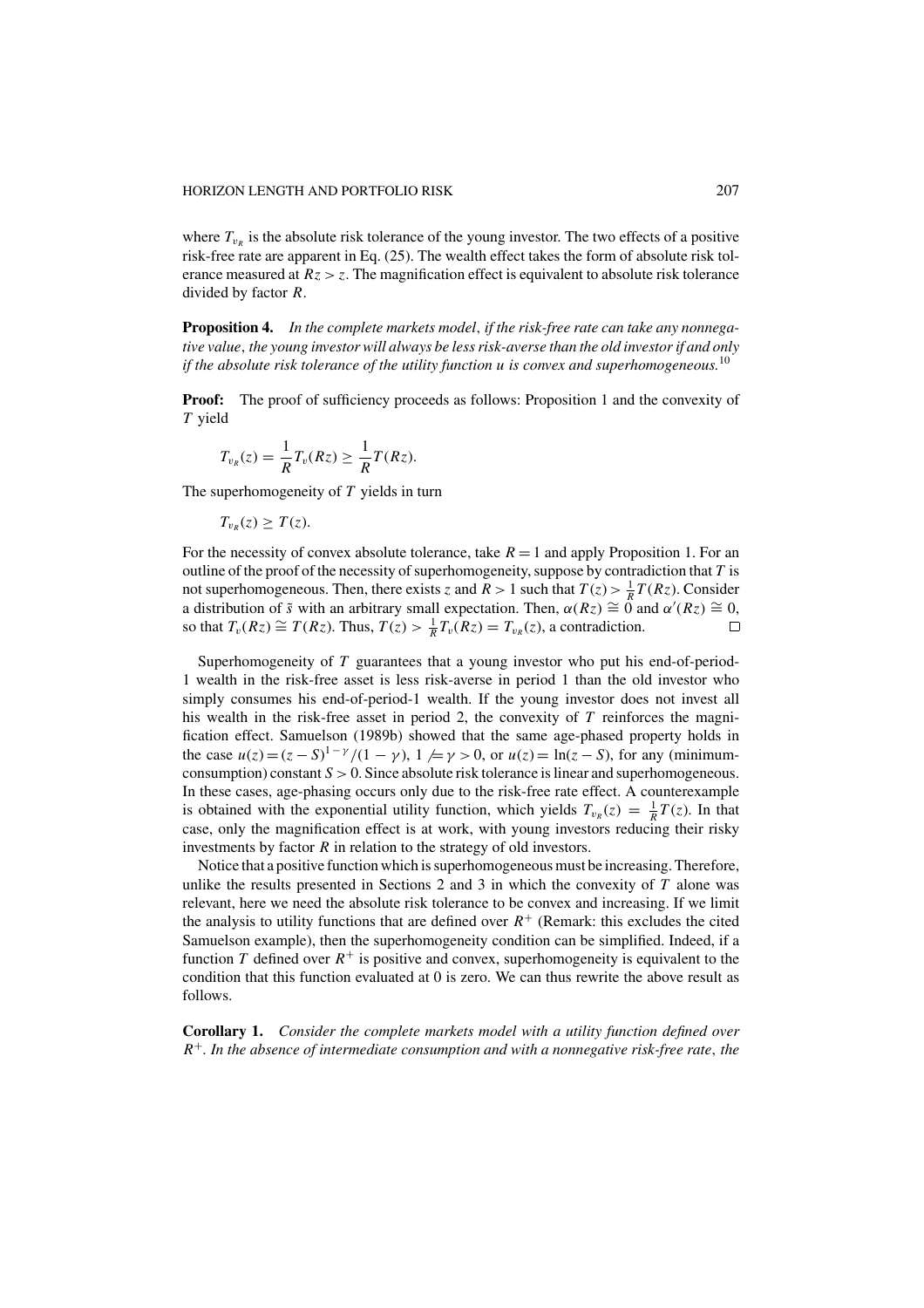where $T_{v_R}$ is the absolute risk tolerance of the young investor. The two effects of a positive risk-free rate are apparent in Eq. (25). The wealth effect takes the form of absolute risk tolerance measured at $Rz > z$. The magnification effect is equivalent to absolute risk tolerance divided by factor $R$.

**Proposition 4.** *In the complete markets model, if the risk-free rate can take any nonnegative value, the young investor will always be less risk-averse than the old investor if and only if the absolute risk tolerance of the utility function u is convex and superhomogeneous.*[10]

**Proof:** The proof of sufficiency proceeds as follows: Proposition 1 and the convexity of $T$ yield

$$T_{v_R}(z) = \frac{1}{R}T_v(Rz) \geq \frac{1}{R}T(Rz).$$

The superhomogeneity of $T$ yields in turn

$$T_{v_R}(z) \geq T(z).$$

For the necessity of convex absolute tolerance, take $R = 1$ and apply Proposition 1. For an outline of the proof of the necessity of superhomogeneity, suppose by contradiction that $T$ is not superhomogeneous. Then, there exists $z$ and $R > 1$ such that $T(z) > \frac{1}{R}T(Rz)$. Consider a distribution of $\tilde{s}$ with an arbitrary small expectation. Then, $\alpha(Rz) \cong 0$ and $\alpha'(Rz) \cong 0$, so that $T_v(Rz) \cong T(Rz)$. Thus, $T(z) > \frac{1}{R}T_v(Rz) = T_{v_R}(z)$, a contradiction. $\square$

Superhomogeneity of $T$ guarantees that a young investor who put his end-of-period-1 wealth in the risk-free asset is less risk-averse in period 1 than the old investor who simply consumes his end-of-period-1 wealth. If the young investor does not invest all his wealth in the risk-free asset in period 2, the convexity of $T$ reinforces the magnification effect. Samuelson (1989b) showed that the same age-phased property holds in the case $u(z) = (z - S)^{1-\gamma}/(1 - \gamma)$, $1 \neq \gamma > 0$, or $u(z) = \ln(z - S)$, for any (minimum-consumption) constant $S > 0$. Since absolute risk tolerance is linear and superhomogeneous. In these cases, age-phasing occurs only due to the risk-free rate effect. A counterexample is obtained with the exponential utility function, which yields $T_{v_R}(z) = \frac{1}{R}T(z)$. In that case, only the magnification effect is at work, with young investors reducing their risky investments by factor $R$ in relation to the strategy of old investors.

Notice that a positive function which is superhomogeneous must be increasing. Therefore, unlike the results presented in Sections 2 and 3 in which the convexity of $T$ alone was relevant, here we need the absolute risk tolerance to be convex and increasing. If we limit the analysis to utility functions that are defined over $R^+$ (Remark: this excludes the cited Samuelson example), then the superhomogeneity condition can be simplified. Indeed, if a function $T$ defined over $R^+$ is positive and convex, superhomogeneity is equivalent to the condition that this function evaluated at 0 is zero. We can thus rewrite the above result as follows.

**Corollary 1.** *Consider the complete markets model with a utility function defined over $R^+$. In the absence of intermediate consumption and with a nonnegative risk-free rate, the*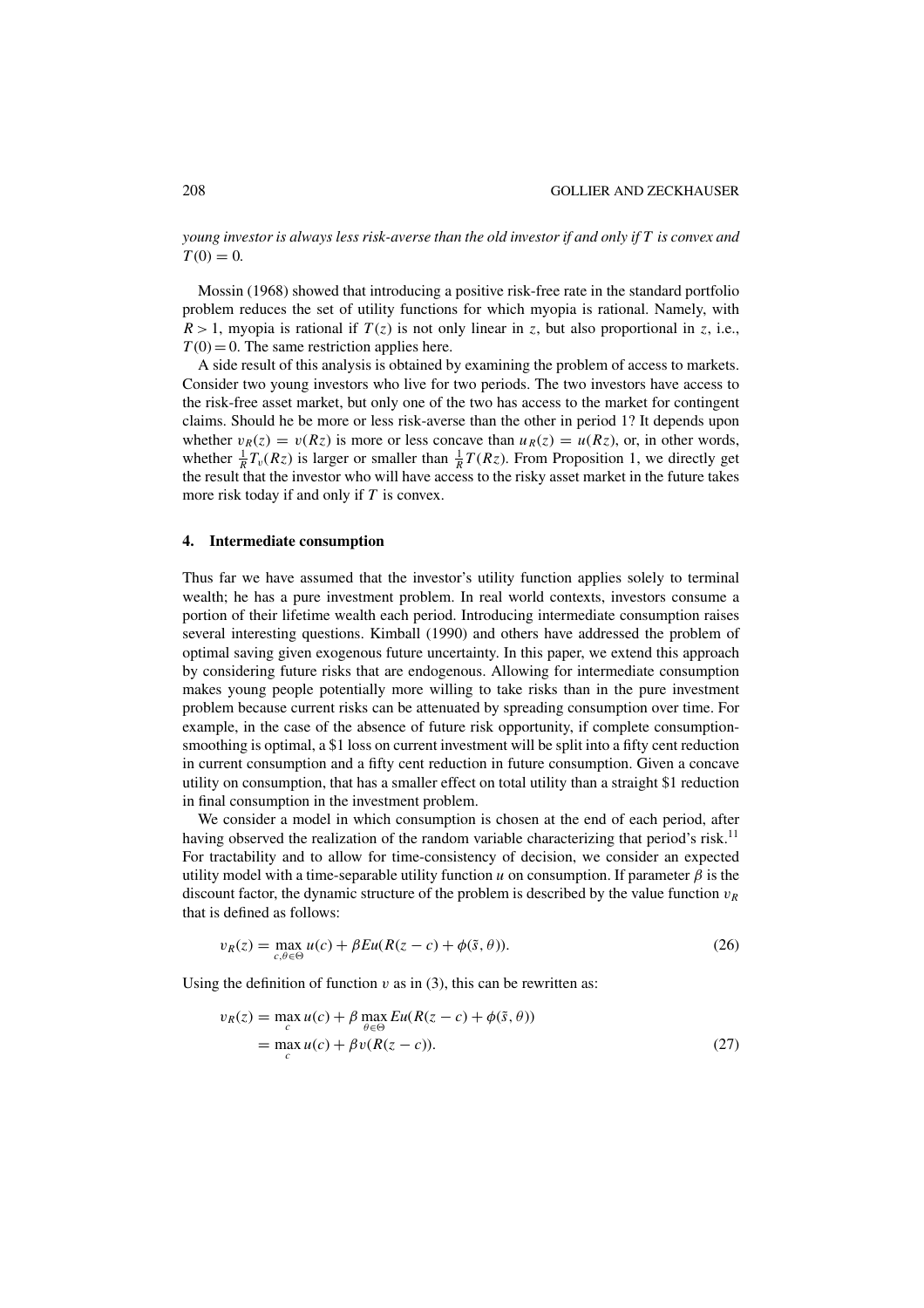*young investor is always less risk-averse than the old investor if and only if $T$ is convex and $T(0) = 0$.*

Mossin (1968) showed that introducing a positive risk-free rate in the standard portfolio problem reduces the set of utility functions for which myopia is rational. Namely, with $R > 1$, myopia is rational if $T(z)$ is not only linear in $z$, but also proportional in $z$, i.e., $T(0) = 0$. The same restriction applies here.

A side result of this analysis is obtained by examining the problem of access to markets. Consider two young investors who live for two periods. The two investors have access to the risk-free asset market, but only one of the two has access to the market for contingent claims. Should he be more or less risk-averse than the other in period 1? It depends upon whether $v_R(z) = v(Rz)$ is more or less concave than $u_R(z) = u(Rz)$, or, in other words, whether $\frac{1}{R}T_v(Rz)$ is larger or smaller than $\frac{1}{R}T(Rz)$. From Proposition 1, we directly get the result that the investor who will have access to the risky asset market in the future takes more risk today if and only if $T$ is convex.

## 4. Intermediate consumption

Thus far we have assumed that the investor's utility function applies solely to terminal wealth; he has a pure investment problem. In real world contexts, investors consume a portion of their lifetime wealth each period. Introducing intermediate consumption raises several interesting questions. Kimball (1990) and others have addressed the problem of optimal saving given exogenous future uncertainty. In this paper, we extend this approach by considering future risks that are endogenous. Allowing for intermediate consumption makes young people potentially more willing to take risks than in the pure investment problem because current risks can be attenuated by spreading consumption over time. For example, in the case of the absence of future risk opportunity, if complete consumption-smoothing is optimal, a \$1 loss on current investment will be split into a fifty cent reduction in current consumption and a fifty cent reduction in future consumption. Given a concave utility on consumption, that has a smaller effect on total utility than a straight \$1 reduction in final consumption in the investment problem.

We consider a model in which consumption is chosen at the end of each period, after having observed the realization of the random variable characterizing that period's risk.[11] For tractability and to allow for time-consistency of decision, we consider an expected utility model with a time-separable utility function $u$ on consumption. If parameter $\beta$ is the discount factor, the dynamic structure of the problem is described by the value function $v_R$ that is defined as follows:

$$v_R(z) = \max_{c,\theta \in \Theta} u(c) + \beta E u(R(z - c) + \phi(\tilde{s}, \theta)). \tag{26}$$

Using the definition of function $v$ as in (3), this can be rewritten as:

$$\begin{aligned} v_R(z) &= \max_{c} u(c) + \beta \max_{\theta \in \Theta} E u(R(z - c) + \phi(\tilde{s}, \theta)) \\ &= \max_{c} u(c) + \beta v(R(z - c)). \end{aligned} \tag{27}$$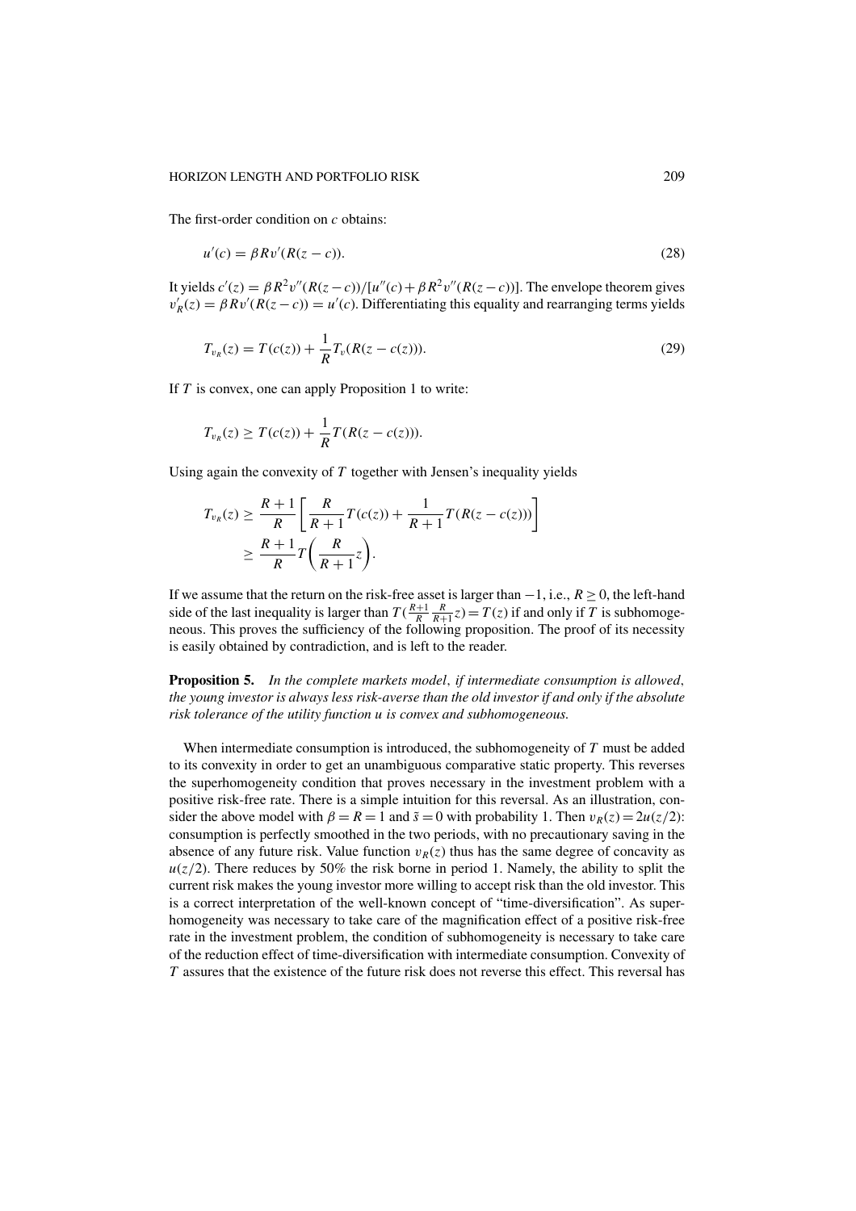The first-order condition on $c$ obtains:

$$u'(c) = \beta R v'(R(z - c)). \tag{28}$$

It yields $c'(z) = \beta R^2 v''(R(z-c))/[u''(c) + \beta R^2 v''(R(z-c))]$. The envelope theorem gives $v_R'(z) = \beta R v'(R(z-c)) = u'(c)$. Differentiating this equality and rearranging terms yields

$$T_{v_R}(z) = T(c(z)) + \frac{1}{R} T_v(R(z - c(z))). \tag{29}$$

If $T$ is convex, one can apply Proposition 1 to write:

$$T_{v_R}(z) \geq T(c(z)) + \frac{1}{R} T(R(z - c(z))).$$

Using again the convexity of $T$ together with Jensen's inequality yields

$$\begin{aligned} T_{v_R}(z) &\geq \frac{R+1}{R}\left[\frac{R}{R+1} T(c(z)) + \frac{1}{R+1} T(R(z - c(z)))\right] \\ &\geq \frac{R+1}{R} T\left(\frac{R}{R+1} z\right). \end{aligned}$$

If we assume that the return on the risk-free asset is larger than $-1$, i.e., $R \geq 0$, the left-hand side of the last inequality is larger than $T(\frac{R+1}{R}\frac{R}{R+1}z) = T(z)$ if and only if $T$ is subhomogeneous. This proves the sufficiency of the following proposition. The proof of its necessity is easily obtained by contradiction, and is left to the reader.

**Proposition 5.** *In the complete markets model, if intermediate consumption is allowed, the young investor is always less risk-averse than the old investor if and only if the absolute risk tolerance of the utility function $u$ is convex and subhomogeneous.*

When intermediate consumption is introduced, the subhomogeneity of $T$ must be added to its convexity in order to get an unambiguous comparative static property. This reverses the superhomogeneity condition that proves necessary in the investment problem with a positive risk-free rate. There is a simple intuition for this reversal. As an illustration, consider the above model with $\beta = R = 1$ and $\tilde{s} = 0$ with probability 1. Then $v_R(z) = 2u(z/2)$: consumption is perfectly smoothed in the two periods, with no precautionary saving in the absence of any future risk. Value function $v_R(z)$ thus has the same degree of concavity as $u(z/2)$. There reduces by 50% the risk borne in period 1. Namely, the ability to split the current risk makes the young investor more willing to accept risk than the old investor. This is a correct interpretation of the well-known concept of "time-diversification". As superhomogeneity was necessary to take care of the magnification effect of a positive risk-free rate in the investment problem, the condition of subhomogeneity is necessary to take care of the reduction effect of time-diversification with intermediate consumption. Convexity of $T$ assures that the existence of the future risk does not reverse this effect. This reversal has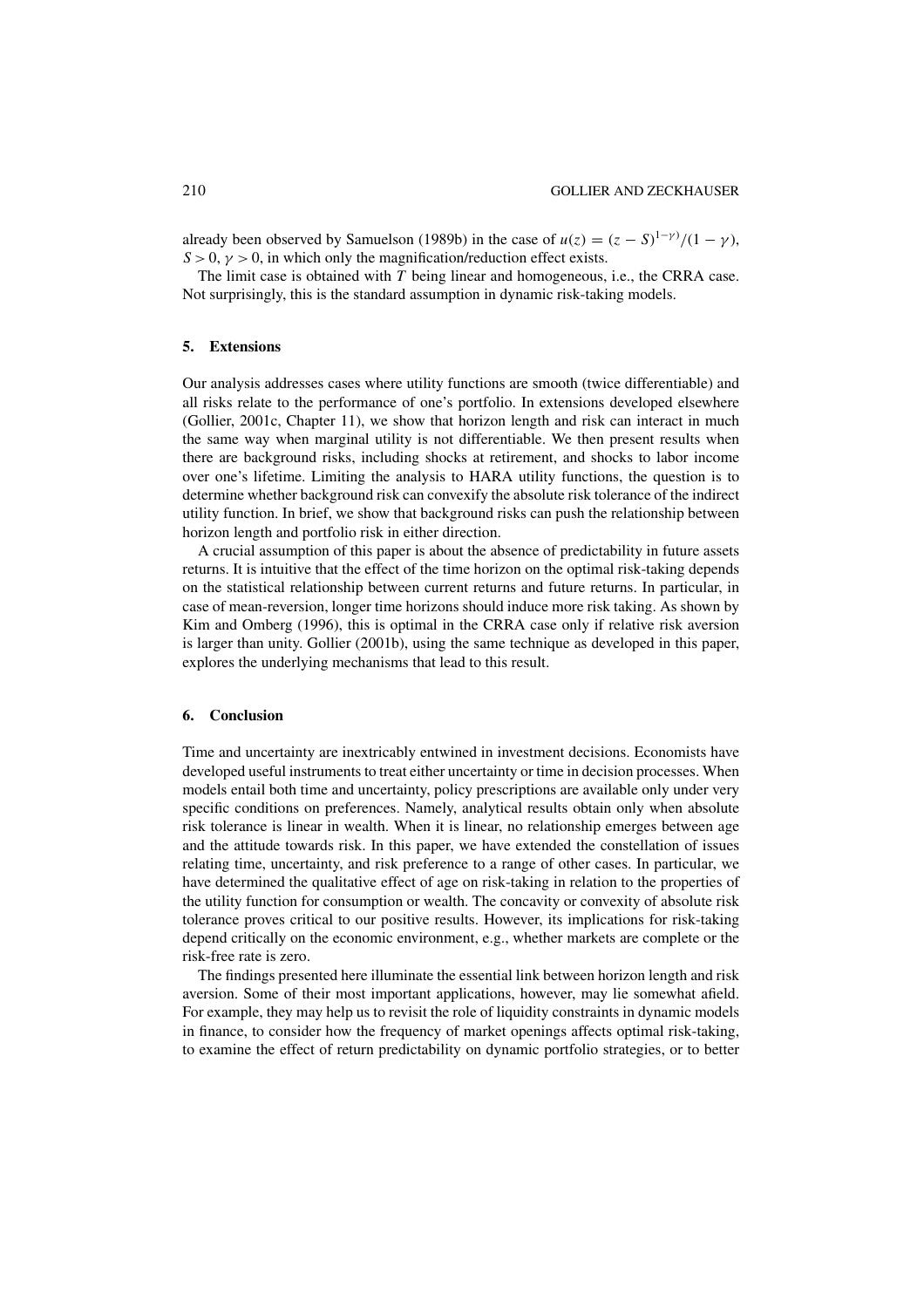already been observed by Samuelson (1989b) in the case of $u(z) = (z - S)^{1-\gamma)}/(1 - \gamma)$, $S > 0$, $\gamma > 0$, in which only the magnification/reduction effect exists.

The limit case is obtained with $T$ being linear and homogeneous, i.e., the CRRA case. Not surprisingly, this is the standard assumption in dynamic risk-taking models.

## 5. Extensions

Our analysis addresses cases where utility functions are smooth (twice differentiable) and all risks relate to the performance of one's portfolio. In extensions developed elsewhere (Gollier, 2001c, Chapter 11), we show that horizon length and risk can interact in much the same way when marginal utility is not differentiable. We then present results when there are background risks, including shocks at retirement, and shocks to labor income over one's lifetime. Limiting the analysis to HARA utility functions, the question is to determine whether background risk can convexify the absolute risk tolerance of the indirect utility function. In brief, we show that background risks can push the relationship between horizon length and portfolio risk in either direction.

A crucial assumption of this paper is about the absence of predictability in future assets returns. It is intuitive that the effect of the time horizon on the optimal risk-taking depends on the statistical relationship between current returns and future returns. In particular, in case of mean-reversion, longer time horizons should induce more risk taking. As shown by Kim and Omberg (1996), this is optimal in the CRRA case only if relative risk aversion is larger than unity. Gollier (2001b), using the same technique as developed in this paper, explores the underlying mechanisms that lead to this result.

## 6. Conclusion

Time and uncertainty are inextricably entwined in investment decisions. Economists have developed useful instruments to treat either uncertainty or time in decision processes. When models entail both time and uncertainty, policy prescriptions are available only under very specific conditions on preferences. Namely, analytical results obtain only when absolute risk tolerance is linear in wealth. When it is linear, no relationship emerges between age and the attitude towards risk. In this paper, we have extended the constellation of issues relating time, uncertainty, and risk preference to a range of other cases. In particular, we have determined the qualitative effect of age on risk-taking in relation to the properties of the utility function for consumption or wealth. The concavity or convexity of absolute risk tolerance proves critical to our positive results. However, its implications for risk-taking depend critically on the economic environment, e.g., whether markets are complete or the risk-free rate is zero.

The findings presented here illuminate the essential link between horizon length and risk aversion. Some of their most important applications, however, may lie somewhat afield. For example, they may help us to revisit the role of liquidity constraints in dynamic models in finance, to consider how the frequency of market openings affects optimal risk-taking, to examine the effect of return predictability on dynamic portfolio strategies, or to better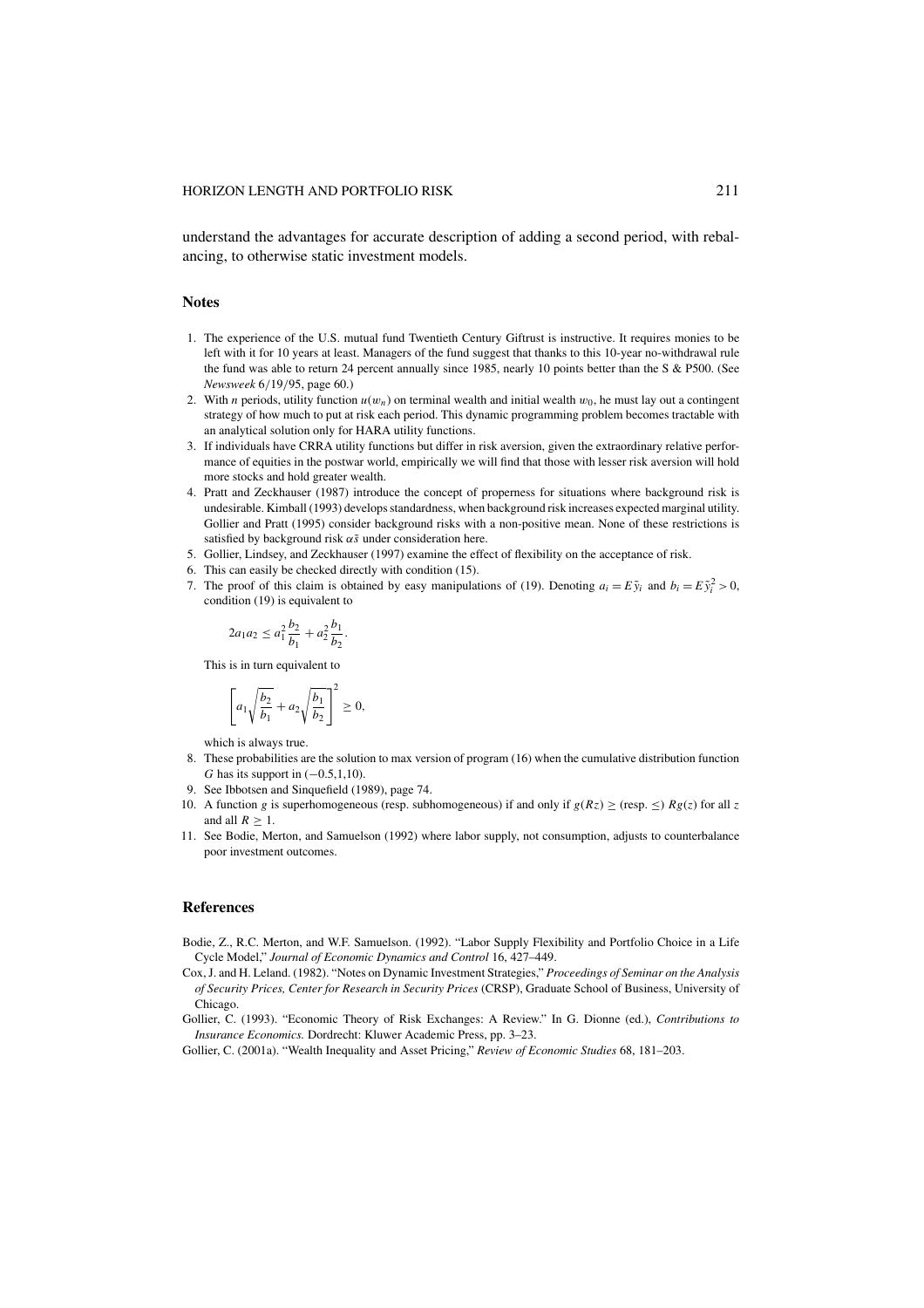understand the advantages for accurate description of adding a second period, with rebalancing, to otherwise static investment models.

## Notes

1. The experience of the U.S. mutual fund Twentieth Century Giftrust is instructive. It requires monies to be left with it for 10 years at least. Managers of the fund suggest that thanks to this 10-year no-withdrawal rule the fund was able to return 24 percent annually since 1985, nearly 10 points better than the S & P500. (See *Newsweek* 6/19/95, page 60.)
2. With $n$ periods, utility function $u(w_n)$ on terminal wealth and initial wealth $w_0$, he must lay out a contingent strategy of how much to put at risk each period. This dynamic programming problem becomes tractable with an analytical solution only for HARA utility functions.
3. If individuals have CRRA utility functions but differ in risk aversion, given the extraordinary relative performance of equities in the postwar world, empirically we will find that those with lesser risk aversion will hold more stocks and hold greater wealth.
4. Pratt and Zeckhauser (1987) introduce the concept of properness for situations where background risk is undesirable. Kimball (1993) develops standardness, when background risk increases expected marginal utility. Gollier and Pratt (1995) consider background risks with a non-positive mean. None of these restrictions is satisfied by background risk $\alpha\tilde{s}$ under consideration here.
5. Gollier, Lindsey, and Zeckhauser (1997) examine the effect of flexibility on the acceptance of risk.
6. This can easily be checked directly with condition (15).
7. The proof of this claim is obtained by easy manipulations of (19). Denoting $a_i = E\tilde{y}_i$ and $b_i = E\tilde{y}_i^2 > 0$, condition (19) is equivalent to

$$2a_1a_2 \leq a_1^2\frac{b_2}{b_1} + a_2^2\frac{b_1}{b_2}.$$

This is in turn equivalent to

$$\left[a_1\sqrt{\frac{b_2}{b_1}} + a_2\sqrt{\frac{b_1}{b_2}}\right]^2 \geq 0,$$

which is always true.

8. These probabilities are the solution to max version of program (16) when the cumulative distribution function $G$ has its support in $(-0.5, 1, 10)$.
9. See Ibbotsen and Sinquefield (1989), page 74.
10. A function $g$ is superhomogeneous (resp. subhomogeneous) if and only if $g(Rz) \geq$ (resp. $\leq$) $Rg(z)$ for all $z$ and all $R \geq 1$.
11. See Bodie, Merton, and Samuelson (1992) where labor supply, not consumption, adjusts to counterbalance poor investment outcomes.

## References

Bodie, Z., R.C. Merton, and W.F. Samuelson. (1992). "Labor Supply Flexibility and Portfolio Choice in a Life Cycle Model," *Journal of Economic Dynamics and Control* 16, 427–449.

Cox, J. and H. Leland. (1982). "Notes on Dynamic Investment Strategies," *Proceedings of Seminar on the Analysis of Security Prices, Center for Research in Security Prices* (CRSP), Graduate School of Business, University of Chicago.

Gollier, C. (1993). "Economic Theory of Risk Exchanges: A Review." In G. Dionne (ed.), *Contributions to Insurance Economics.* Dordrecht: Kluwer Academic Press, pp. 3–23.

Gollier, C. (2001a). "Wealth Inequality and Asset Pricing," *Review of Economic Studies* 68, 181–203.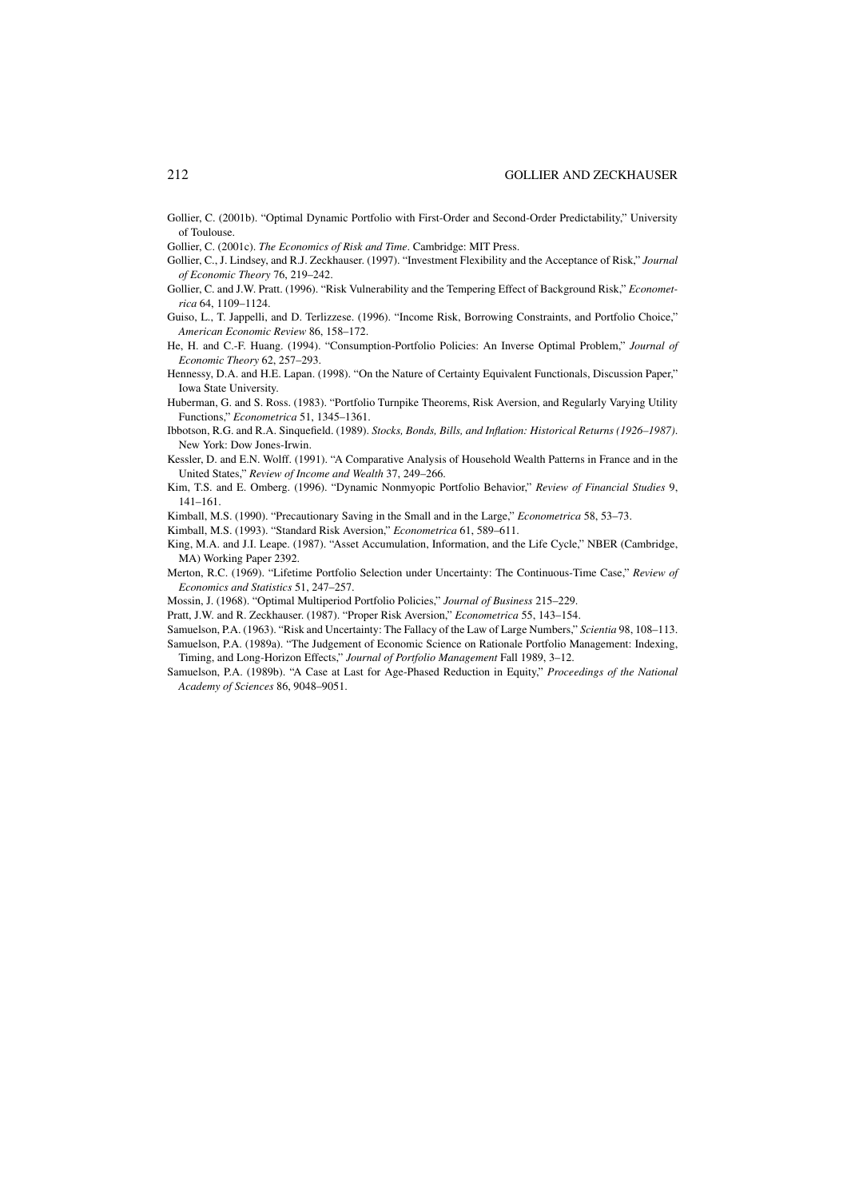Gollier, C. (2001b). "Optimal Dynamic Portfolio with First-Order and Second-Order Predictability," University of Toulouse.

Gollier, C. (2001c). *The Economics of Risk and Time*. Cambridge: MIT Press.

Gollier, C., J. Lindsey, and R.J. Zeckhauser. (1997). "Investment Flexibility and the Acceptance of Risk," *Journal of Economic Theory* 76, 219–242.

Gollier, C. and J.W. Pratt. (1996). "Risk Vulnerability and the Tempering Effect of Background Risk," *Econometrica* 64, 1109–1124.

Guiso, L., T. Jappelli, and D. Terlizzese. (1996). "Income Risk, Borrowing Constraints, and Portfolio Choice," *American Economic Review* 86, 158–172.

He, H. and C.-F. Huang. (1994). "Consumption-Portfolio Policies: An Inverse Optimal Problem," *Journal of Economic Theory* 62, 257–293.

Hennessy, D.A. and H.E. Lapan. (1998). "On the Nature of Certainty Equivalent Functionals, Discussion Paper," Iowa State University.

Huberman, G. and S. Ross. (1983). "Portfolio Turnpike Theorems, Risk Aversion, and Regularly Varying Utility Functions," *Econometrica* 51, 1345–1361.

Ibbotson, R.G. and R.A. Sinquefield. (1989). *Stocks, Bonds, Bills, and Inflation: Historical Returns (1926–1987)*. New York: Dow Jones-Irwin.

Kessler, D. and E.N. Wolff. (1991). "A Comparative Analysis of Household Wealth Patterns in France and in the United States," *Review of Income and Wealth* 37, 249–266.

Kim, T.S. and E. Omberg. (1996). "Dynamic Nonmyopic Portfolio Behavior," *Review of Financial Studies* 9, 141–161.

Kimball, M.S. (1990). "Precautionary Saving in the Small and in the Large," *Econometrica* 58, 53–73.

Kimball, M.S. (1993). "Standard Risk Aversion," *Econometrica* 61, 589–611.

King, M.A. and J.I. Leape. (1987). "Asset Accumulation, Information, and the Life Cycle," NBER (Cambridge, MA) Working Paper 2392.

Merton, R.C. (1969). "Lifetime Portfolio Selection under Uncertainty: The Continuous-Time Case," *Review of Economics and Statistics* 51, 247–257.

Mossin, J. (1968). "Optimal Multiperiod Portfolio Policies," *Journal of Business* 215–229.

Pratt, J.W. and R. Zeckhauser. (1987). "Proper Risk Aversion," *Econometrica* 55, 143–154.

Samuelson, P.A. (1963). "Risk and Uncertainty: The Fallacy of the Law of Large Numbers," *Scientia* 98, 108–113.

Samuelson, P.A. (1989a). "The Judgement of Economic Science on Rationale Portfolio Management: Indexing, Timing, and Long-Horizon Effects," *Journal of Portfolio Management* Fall 1989, 3–12.

Samuelson, P.A. (1989b). "A Case at Last for Age-Phased Reduction in Equity," *Proceedings of the National Academy of Sciences* 86, 9048–9051.